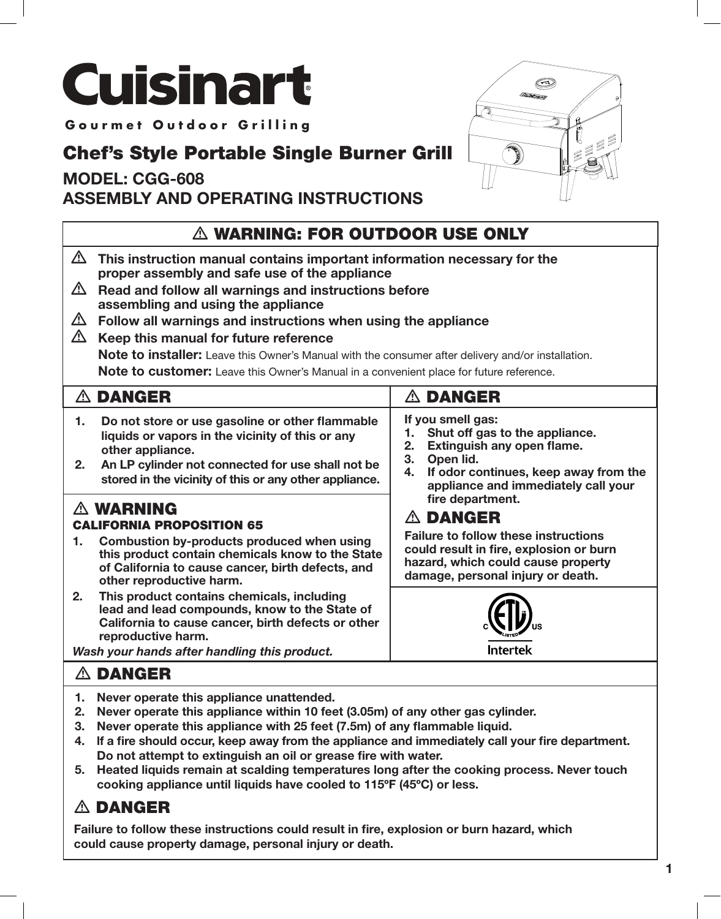# Cuisinart

**Gourmet Outdoor Grilling**

## Chef's Style Portable Single Burner Grill

**MODEL: CGG-608**
**ASSEMBLY AND OPERATING INSTRUCTIONS**

## ⚠ WARNING: FOR OUTDOOR USE ONLY

- ⚠ **This instruction manual contains important information necessary for the proper assembly and safe use of the appliance**
- ⚠ **Read and follow all warnings and instructions before assembling and using the appliance**
- ⚠ **Follow all warnings and instructions when using the appliance**
- ⚠ **Keep this manual for future reference**

**Note to installer:** Leave this Owner's Manual with the consumer after delivery and/or installation.

**Note to customer:** Leave this Owner's Manual in a convenient place for future reference.

### ⚠ DANGER

1. **Do not store or use gasoline or other flammable liquids or vapors in the vicinity of this or any other appliance.**
2. **An LP cylinder not connected for use shall not be stored in the vicinity of this or any other appliance.**

### ⚠ DANGER

**If you smell gas:**

1. **Shut off gas to the appliance.**
2. **Extinguish any open flame.**
3. **Open lid.**
4. **If odor continues, keep away from the appliance and immediately call your fire department.**

### ⚠ DANGER

**Failure to follow these instructions could result in fire, explosion or burn hazard, which could cause property damage, personal injury or death.**

### ⚠ WARNING

**CALIFORNIA PROPOSITION 65**

1. **Combustion by-products produced when using this product contain chemicals know to the State of California to cause cancer, birth defects, and other reproductive harm.**
2. **This product contains chemicals, including lead and lead compounds, know to the State of California to cause cancer, birth defects or other reproductive harm.**

***Wash your hands after handling this product.***

C ETL US LISTED
Intertek

### ⚠ DANGER

1. **Never operate this appliance unattended.**
2. **Never operate this appliance within 10 feet (3.05m) of any other gas cylinder.**
3. **Never operate this appliance with 25 feet (7.5m) of any flammable liquid.**
4. **If a fire should occur, keep away from the appliance and immediately call your fire department. Do not attempt to extinguish an oil or grease fire with water.**
5. **Heated liquids remain at scalding temperatures long after the cooking process. Never touch cooking appliance until liquids have cooled to 115ºF (45ºC) or less.**

### ⚠ DANGER

**Failure to follow these instructions could result in fire, explosion or burn hazard, which could cause property damage, personal injury or death.**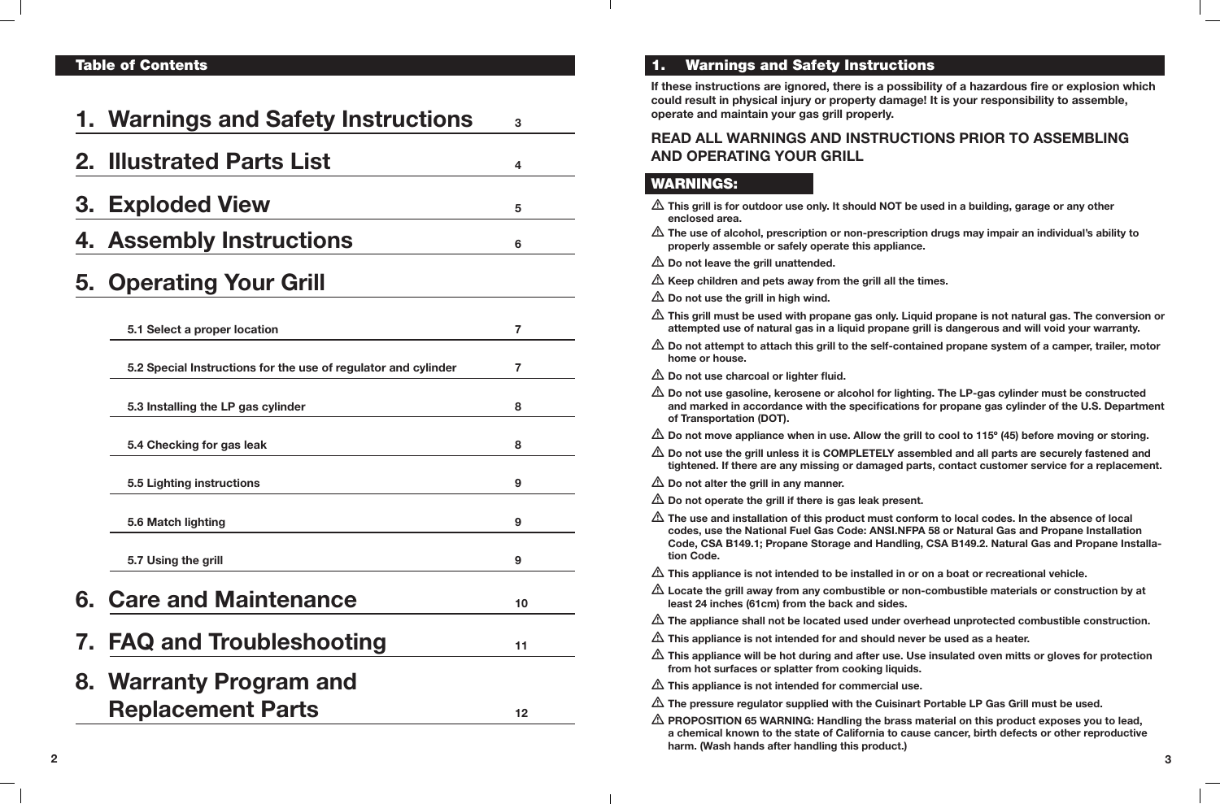## Table of Contents

| | |
|---|---|
| 1. Warnings and Safety Instructions | 3 |
| 2. Illustrated Parts List | 4 |
| 3. Exploded View | 5 |
| 4. Assembly Instructions | 6 |
| 5. Operating Your Grill | |
| 5.1 Select a proper location | 7 |
| 5.2 Special Instructions for the use of regulator and cylinder | 7 |
| 5.3 Installing the LP gas cylinder | 8 |
| 5.4 Checking for gas leak | 8 |
| 5.5 Lighting instructions | 9 |
| 5.6 Match lighting | 9 |
| 5.7 Using the grill | 9 |
| 6. Care and Maintenance | 10 |
| 7. FAQ and Troubleshooting | 11 |
| 8. Warranty Program and Replacement Parts | 12 |

## 1. Warnings and Safety Instructions

**If these instructions are ignored, there is a possibility of a hazardous fire or explosion which could result in physical injury or property damage! It is your responsibility to assemble, operate and maintain your gas grill properly.**

**READ ALL WARNINGS AND INSTRUCTIONS PRIOR TO ASSEMBLING AND OPERATING YOUR GRILL**

### WARNINGS:

- ⚠ This grill is for outdoor use only. It should NOT be used in a building, garage or any other enclosed area.
- ⚠ The use of alcohol, prescription or non-prescription drugs may impair an individual's ability to properly assemble or safely operate this appliance.
- ⚠ Do not leave the grill unattended.
- ⚠ Keep children and pets away from the grill all the times.
- ⚠ Do not use the grill in high wind.
- ⚠ This grill must be used with propane gas only. Liquid propane is not natural gas. The conversion or attempted use of natural gas in a liquid propane grill is dangerous and will void your warranty.
- ⚠ Do not attempt to attach this grill to the self-contained propane system of a camper, trailer, motor home or house.
- ⚠ Do not use charcoal or lighter fluid.
- ⚠ Do not use gasoline, kerosene or alcohol for lighting. The LP-gas cylinder must be constructed and marked in accordance with the specifications for propane gas cylinder of the U.S. Department of Transportation (DOT).
- ⚠ Do not move appliance when in use. Allow the grill to cool to 115º (45) before moving or storing.
- ⚠ Do not use the grill unless it is COMPLETELY assembled and all parts are securely fastened and tightened. If there are any missing or damaged parts, contact customer service for a replacement.
- ⚠ Do not alter the grill in any manner.
- ⚠ Do not operate the grill if there is gas leak present.
- ⚠ The use and installation of this product must conform to local codes. In the absence of local codes, use the National Fuel Gas Code: ANSI.NFPA 58 or Natural Gas and Propane Installation Code, CSA B149.1; Propane Storage and Handling, CSA B149.2. Natural Gas and Propane Installation Code.
- ⚠ This appliance is not intended to be installed in or on a boat or recreational vehicle.
- ⚠ Locate the grill away from any combustible or non-combustible materials or construction by at least 24 inches (61cm) from the back and sides.
- ⚠ The appliance shall not be located used under overhead unprotected combustible construction.
- ⚠ This appliance is not intended for and should never be used as a heater.
- ⚠ This appliance will be hot during and after use. Use insulated oven mitts or gloves for protection from hot surfaces or splatter from cooking liquids.
- ⚠ This appliance is not intended for commercial use.
- ⚠ The pressure regulator supplied with the Cuisinart Portable LP Gas Grill must be used.
- ⚠ PROPOSITION 65 WARNING: Handling the brass material on this product exposes you to lead, a chemical known to the state of California to cause cancer, birth defects or other reproductive harm. (Wash hands after handling this product.)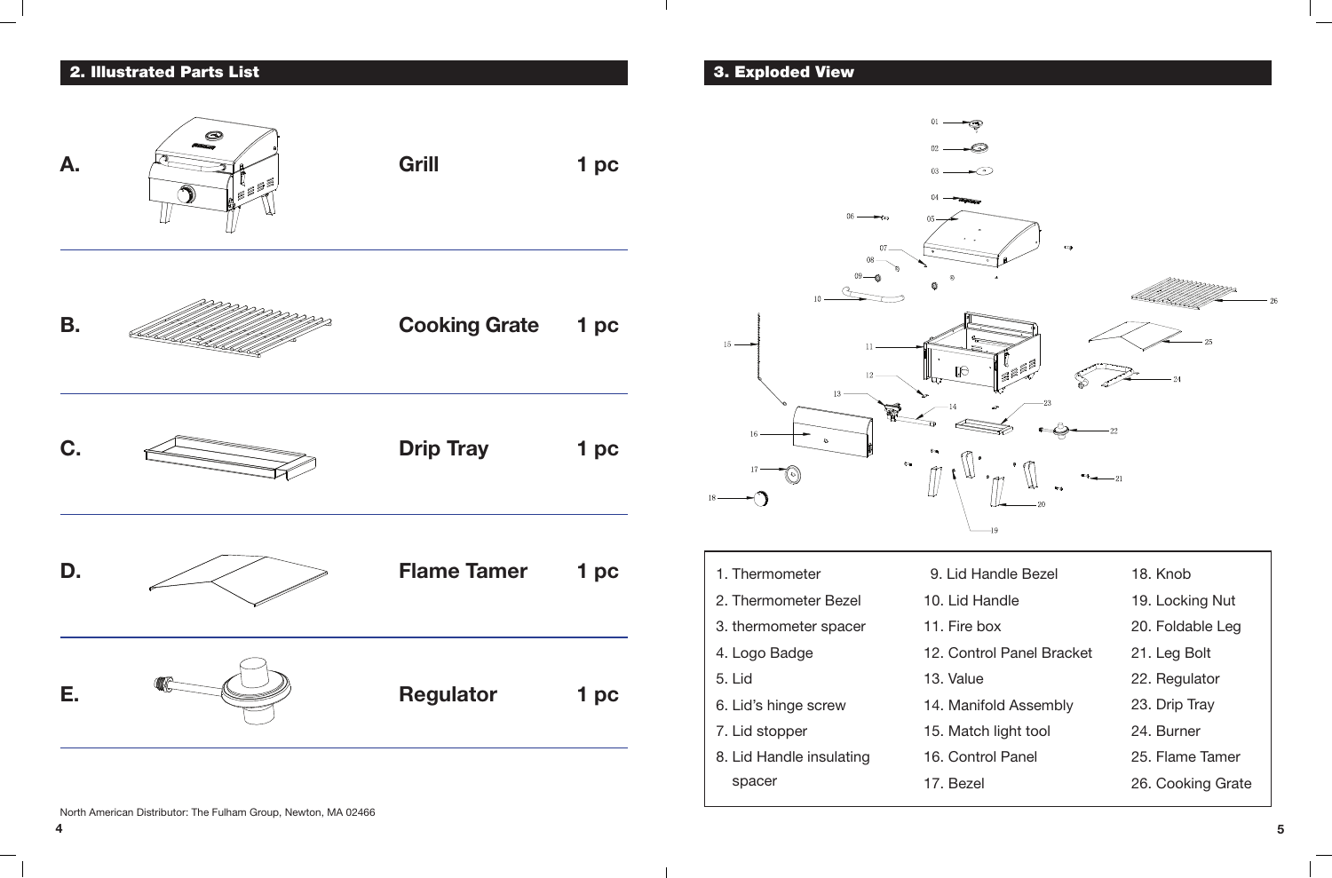## 2. Illustrated Parts List

| | | |
|---|---|---|
| **A.** | **Grill** | **1 pc** |
| **B.** | **Cooking Grate** | **1 pc** |
| **C.** | **Drip Tray** | **1 pc** |
| **D.** | **Flame Tamer** | **1 pc** |
| **E.** | **Regulator** | **1 pc** |

North American Distributor: The Fulham Group, Newton, MA 02466

## 3. Exploded View

01
02
03
04
05
06
07
08
09
10
11
12
13
14
15
16
17
18
19
20
21
22
23
24
25
26

| | | |
|---|---|---|
| 1. Thermometer | 9. Lid Handle Bezel | 18. Knob |
| 2. Thermometer Bezel | 10. Lid Handle | 19. Locking Nut |
| 3. thermometer spacer | 11. Fire box | 20. Foldable Leg |
| 4. Logo Badge | 12. Control Panel Bracket | 21. Leg Bolt |
| 5. Lid | 13. Value | 22. Regulator |
| 6. Lid's hinge screw | 14. Manifold Assembly | 23. Drip Tray |
| 7. Lid stopper | 15. Match light tool | 24. Burner |
| 8. Lid Handle insulating spacer | 16. Control Panel | 25. Flame Tamer |
| | 17. Bezel | 26. Cooking Grate |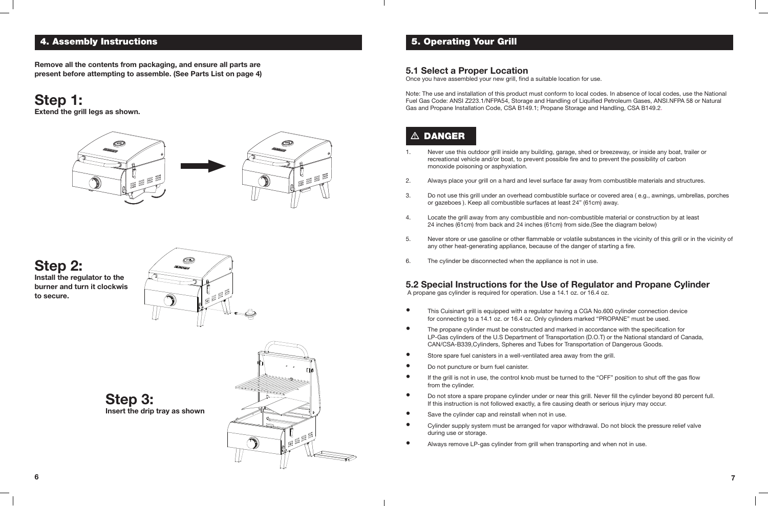## 4. Assembly Instructions

**Remove all the contents from packaging, and ensure all parts are present before attempting to assemble. (See Parts List on page 4)**

# Step 1:

**Extend the grill legs as shown.**

# Step 2:

**Install the regulator to the burner and turn it clockwis to secure.**

# Step 3:

**Insert the drip tray as shown**

## 5. Operating Your Grill

### 5.1 Select a Proper Location

Once you have assembled your new grill, find a suitable location for use.

Note: The use and installation of this product must conform to local codes. In absence of local codes, use the National Fuel Gas Code: ANSI Z223.1/NFPA54, Storage and Handling of Liquified Petroleum Gases, ANSI.NFPA 58 or Natural Gas and Propane Installation Code, CSA B149.1; Propane Storage and Handling, CSA B149.2.

**⚠ DANGER**

1. Never use this outdoor grill inside any building, garage, shed or breezeway, or inside any boat, trailer or recreational vehicle and/or boat, to prevent possible fire and to prevent the possibility of carbon monoxide poisoning or asphyxiation.
2. Always place your grill on a hard and level surface far away from combustible materials and structures.
3. Do not use this grill under an overhead combustible surface or covered area ( e.g., awnings, umbrellas, porches or gazeboes ). Keep all combustible surfaces at least 24" (61cm) away.
4. Locate the grill away from any combustible and non-combustible material or construction by at least 24 inches (61cm) from back and 24 inches (61cm) from side.(See the diagram below)
5. Never store or use gasoline or other flammable or volatile substances in the vicinity of this grill or in the vicinity of any other heat-generating appliance, because of the danger of starting a fire.
6. The cylinder be disconnected when the appliance is not in use.

### 5.2 Special Instructions for the Use of Regulator and Propane Cylinder

A propane gas cylinder is required for operation. Use a 14.1 oz. or 16.4 oz.

- This Cuisinart grill is equipped with a regulator having a CGA No.600 cylinder connection device for connecting to a 14.1 oz. or 16.4 oz. Only cylinders marked "PROPANE" must be used.
- The propane cylinder must be constructed and marked in accordance with the specification for LP-Gas cylinders of the U.S Department of Transportation (D.O.T) or the National standard of Canada, CAN/CSA-B339,Cylinders, Spheres and Tubes for Transportation of Dangerous Goods.
- Store spare fuel canisters in a well-ventilated area away from the grill.
- Do not puncture or burn fuel canister.
- If the grill is not in use, the control knob must be turned to the "OFF" position to shut off the gas flow from the cylinder.
- Do not store a spare propane cylinder under or near this grill. Never fill the cylinder beyond 80 percent full. If this instruction is not followed exactly, a fire causing death or serious injury may occur.
- Save the cylinder cap and reinstall when not in use.
- Cylinder supply system must be arranged for vapor withdrawal. Do not block the pressure relief valve during use or storage.
- Always remove LP-gas cylinder from grill when transporting and when not in use.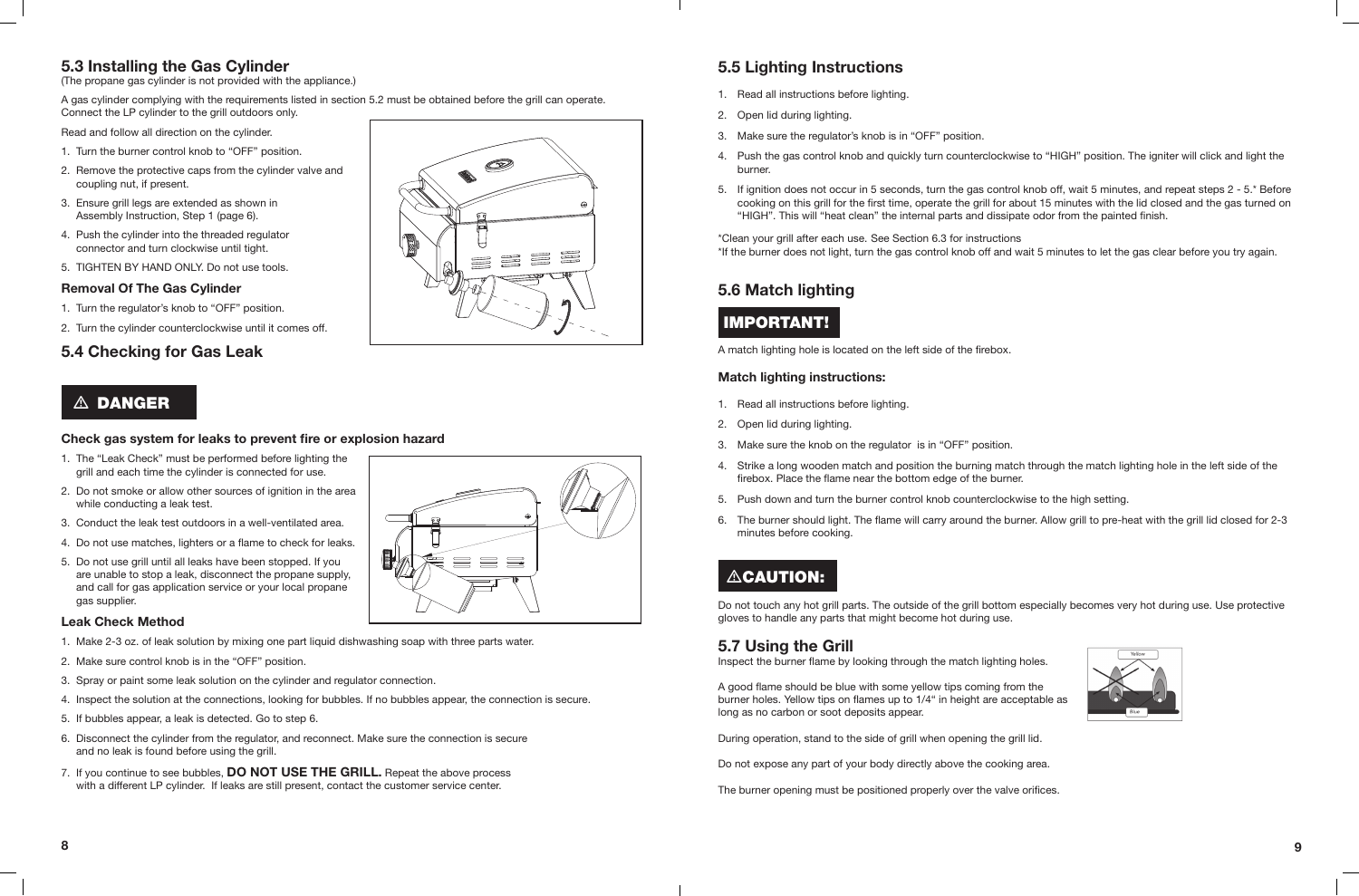## 5.3 Installing the Gas Cylinder

(The propane gas cylinder is not provided with the appliance.)

A gas cylinder complying with the requirements listed in section 5.2 must be obtained before the grill can operate. Connect the LP cylinder to the grill outdoors only.

Read and follow all direction on the cylinder.

1. Turn the burner control knob to “OFF” position.
2. Remove the protective caps from the cylinder valve and coupling nut, if present.
3. Ensure grill legs are extended as shown in Assembly Instruction, Step 1 (page 6).
4. Push the cylinder into the threaded regulator connector and turn clockwise until tight.
5. TIGHTEN BY HAND ONLY. Do not use tools.

### Removal Of The Gas Cylinder

1. Turn the regulator’s knob to “OFF” position.
2. Turn the cylinder counterclockwise until it comes off.

## 5.4 Checking for Gas Leak

**⚠ DANGER**

### Check gas system for leaks to prevent fire or explosion hazard

1. The “Leak Check” must be performed before lighting the grill and each time the cylinder is connected for use.
2. Do not smoke or allow other sources of ignition in the area while conducting a leak test.
3. Conduct the leak test outdoors in a well-ventilated area.
4. Do not use matches, lighters or a flame to check for leaks.
5. Do not use grill until all leaks have been stopped. If you are unable to stop a leak, disconnect the propane supply, and call for gas application service or your local propane gas supplier.

### Leak Check Method

1. Make 2-3 oz. of leak solution by mixing one part liquid dishwashing soap with three parts water.
2. Make sure control knob is in the “OFF” position.
3. Spray or paint some leak solution on the cylinder and regulator connection.
4. Inspect the solution at the connections, looking for bubbles. If no bubbles appear, the connection is secure.
5. If bubbles appear, a leak is detected. Go to step 6.
6. Disconnect the cylinder from the regulator, and reconnect. Make sure the connection is secure and no leak is found before using the grill.
7. If you continue to see bubbles, **DO NOT USE THE GRILL.** Repeat the above process with a different LP cylinder. If leaks are still present, contact the customer service center.

## 5.5 Lighting Instructions

1. Read all instructions before lighting.
2. Open lid during lighting.
3. Make sure the regulator’s knob is in “OFF” position.
4. Push the gas control knob and quickly turn counterclockwise to “HIGH” position. The igniter will click and light the burner.
5. If ignition does not occur in 5 seconds, turn the gas control knob off, wait 5 minutes, and repeat steps 2 - 5.* Before cooking on this grill for the first time, operate the grill for about 15 minutes with the lid closed and the gas turned on “HIGH”. This will “heat clean” the internal parts and dissipate odor from the painted finish.

*Clean your grill after each use. See Section 6.3 for instructions
*If the burner does not light, turn the gas control knob off and wait 5 minutes to let the gas clear before you try again.

## 5.6 Match lighting

**IMPORTANT!**

A match lighting hole is located on the left side of the firebox.

### Match lighting instructions:

1. Read all instructions before lighting.
2. Open lid during lighting.
3. Make sure the knob on the regulator is in “OFF” position.
4. Strike a long wooden match and position the burning match through the match lighting hole in the left side of the firebox. Place the flame near the bottom edge of the burner.
5. Push down and turn the burner control knob counterclockwise to the high setting.
6. The burner should light. The flame will carry around the burner. Allow grill to pre-heat with the grill lid closed for 2-3 minutes before cooking.

**⚠CAUTION:**

Do not touch any hot grill parts. The outside of the grill bottom especially becomes very hot during use. Use protective gloves to handle any parts that might become hot during use.

## 5.7 Using the Grill

Inspect the burner flame by looking through the match lighting holes.

A good flame should be blue with some yellow tips coming from the burner holes. Yellow tips on flames up to 1/4“ in height are acceptable as long as no carbon or soot deposits appear.

Yellow
Blue

During operation, stand to the side of grill when opening the grill lid.

Do not expose any part of your body directly above the cooking area.

The burner opening must be positioned properly over the valve orifices.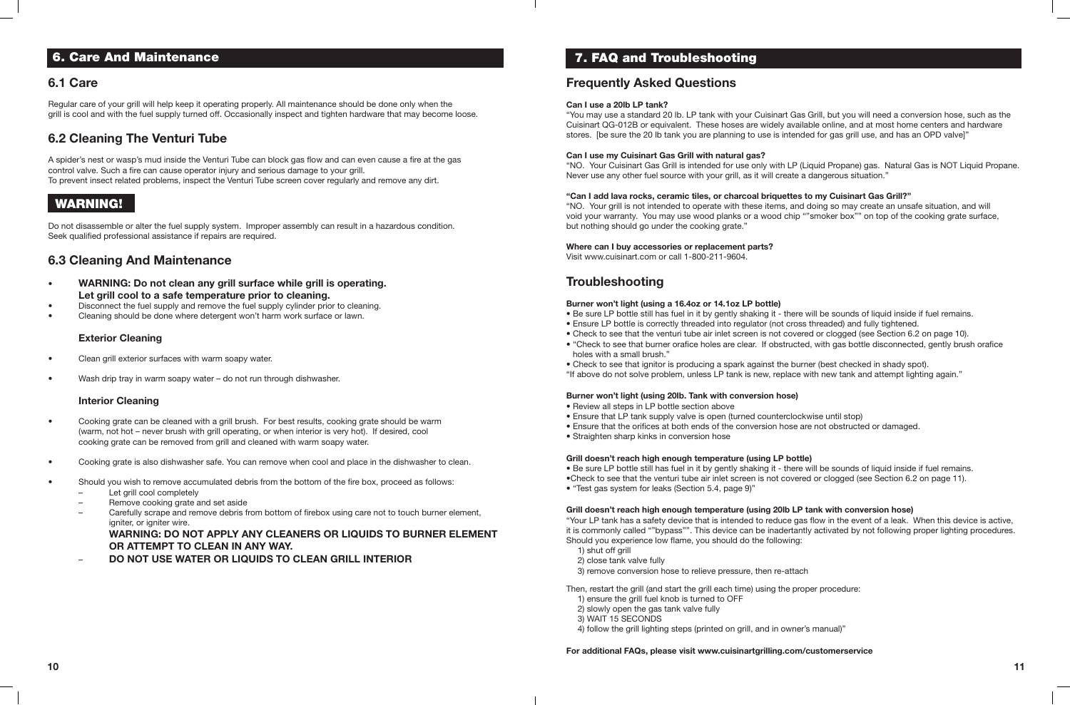## 6. Care And Maintenance

### 6.1 Care

Regular care of your grill will help keep it operating properly. All maintenance should be done only when the grill is cool and with the fuel supply turned off. Occasionally inspect and tighten hardware that may become loose.

### 6.2 Cleaning The Venturi Tube

A spider's nest or wasp's mud inside the Venturi Tube can block gas flow and can even cause a fire at the gas control valve. Such a fire can cause operator injury and serious damage to your grill.
To prevent insect related problems, inspect the Venturi Tube screen cover regularly and remove any dirt.

**WARNING!**

Do not disassemble or alter the fuel supply system. Improper assembly can result in a hazardous condition. Seek qualified professional assistance if repairs are required.

### 6.3 Cleaning And Maintenance

- **WARNING: Do not clean any grill surface while grill is operating. Let grill cool to a safe temperature prior to cleaning.**
- Disconnect the fuel supply and remove the fuel supply cylinder prior to cleaning.
- Cleaning should be done where detergent won't harm work surface or lawn.

**Exterior Cleaning**

- Clean grill exterior surfaces with warm soapy water.
- Wash drip tray in warm soapy water – do not run through dishwasher.

**Interior Cleaning**

- Cooking grate can be cleaned with a grill brush. For best results, cooking grate should be warm (warm, not hot – never brush with grill operating, or when interior is very hot). If desired, cool cooking grate can be removed from grill and cleaned with warm soapy water.
- Cooking grate is also dishwasher safe. You can remove when cool and place in the dishwasher to clean.
- Should you wish to remove accumulated debris from the bottom of the fire box, proceed as follows:
  - Let grill cool completely
  - Remove cooking grate and set aside
  - Carefully scrape and remove debris from bottom of firebox using care not to touch burner element, igniter, or igniter wire.
    **WARNING: DO NOT APPLY ANY CLEANERS OR LIQUIDS TO BURNER ELEMENT OR ATTEMPT TO CLEAN IN ANY WAY.**
  - **DO NOT USE WATER OR LIQUIDS TO CLEAN GRILL INTERIOR**

## 7. FAQ and Troubleshooting

### Frequently Asked Questions

**Can I use a 20lb LP tank?**
"You may use a standard 20 lb. LP tank with your Cuisinart Gas Grill, but you will need a conversion hose, such as the Cuisinart QG-012B or equivalent. These hoses are widely available online, and at most home centers and hardware stores. [be sure the 20 lb tank you are planning to use is intended for gas grill use, and has an OPD valve]"

**Can I use my Cuisinart Gas Grill with natural gas?**
"NO. Your Cuisinart Gas Grill is intended for use only with LP (Liquid Propane) gas. Natural Gas is NOT Liquid Propane. Never use any other fuel source with your grill, as it will create a dangerous situation."

**"Can I add lava rocks, ceramic tiles, or charcoal briquettes to my Cuisinart Gas Grill?"**
"NO. Your grill is not intended to operate with these items, and doing so may create an unsafe situation, and will void your warranty. You may use wood planks or a wood chip ""smoker box"" on top of the cooking grate surface, but nothing should go under the cooking grate."

**Where can I buy accessories or replacement parts?**
Visit www.cuisinart.com or call 1-800-211-9604.

### Troubleshooting

**Burner won't light (using a 16.4oz or 14.1oz LP bottle)**
- Be sure LP bottle still has fuel in it by gently shaking it - there will be sounds of liquid inside if fuel remains.
- Ensure LP bottle is correctly threaded into regulator (not cross threaded) and fully tightened.
- Check to see that the venturi tube air inlet screen is not covered or clogged (see Section 6.2 on page 10).
- "Check to see that burner orafice holes are clear. If obstructed, with gas bottle disconnected, gently brush orafice holes with a small brush."
- Check to see that ignitor is producing a spark against the burner (best checked in shady spot).

"If above do not solve problem, unless LP tank is new, replace with new tank and attempt lighting again."

**Burner won't light (using 20lb. Tank with conversion hose)**
- Review all steps in LP bottle section above
- Ensure that LP tank supply valve is open (turned counterclockwise until stop)
- Ensure that the orifices at both ends of the conversion hose are not obstructed or damaged.
- Straighten sharp kinks in conversion hose

**Grill doesn't reach high enough temperature (using LP bottle)**
- Be sure LP bottle still has fuel in it by gently shaking it - there will be sounds of liquid inside if fuel remains.
- Check to see that the venturi tube air inlet screen is not covered or clogged (see Section 6.2 on page 11).
- "Test gas system for leaks (Section 5.4, page 9)"

**Grill doesn't reach high enough temperature (using 20lb LP tank with conversion hose)**
"Your LP tank has a safety device that is intended to reduce gas flow in the event of a leak. When this device is active, it is commonly called ""bypass"". This device can be inadvertantly activated by not following proper lighting procedures. Should you experience low flame, you should do the following:

1) shut off grill
2) close tank valve fully
3) remove conversion hose to relieve pressure, then re-attach

Then, restart the grill (and start the grill each time) using the proper procedure:

1) ensure the grill fuel knob is turned to OFF
2) slowly open the gas tank valve fully
3) WAIT 15 SECONDS
4) follow the grill lighting steps (printed on grill, and in owner's manual)"

**For additional FAQs, please visit www.cuisinartgrilling.com/customerservice**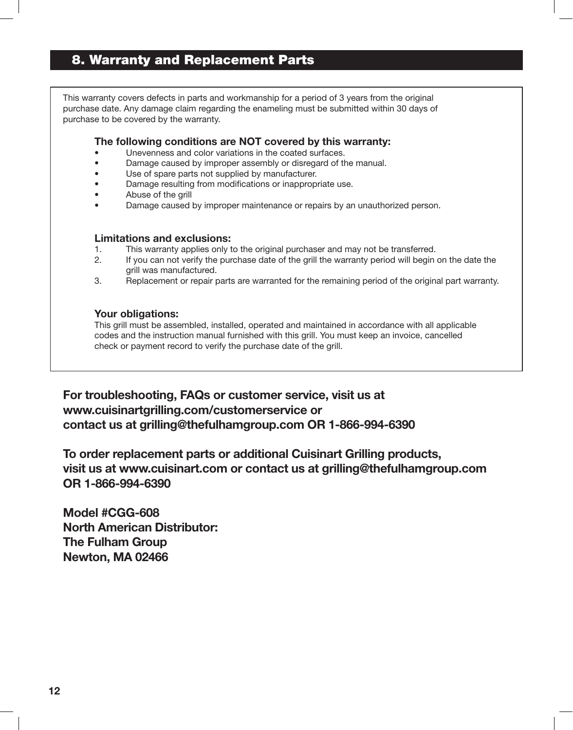## 8. Warranty and Replacement Parts

This warranty covers defects in parts and workmanship for a period of 3 years from the original purchase date. Any damage claim regarding the enameling must be submitted within 30 days of purchase to be covered by the warranty.

**The following conditions are NOT covered by this warranty:**

- Unevenness and color variations in the coated surfaces.
- Damage caused by improper assembly or disregard of the manual.
- Use of spare parts not supplied by manufacturer.
- Damage resulting from modifications or inappropriate use.
- Abuse of the grill
- Damage caused by improper maintenance or repairs by an unauthorized person.

**Limitations and exclusions:**

1. This warranty applies only to the original purchaser and may not be transferred.
2. If you can not verify the purchase date of the grill the warranty period will begin on the date the grill was manufactured.
3. Replacement or repair parts are warranted for the remaining period of the original part warranty.

**Your obligations:**

This grill must be assembled, installed, operated and maintained in accordance with all applicable codes and the instruction manual furnished with this grill. You must keep an invoice, cancelled check or payment record to verify the purchase date of the grill.

**For troubleshooting, FAQs or customer service, visit us at www.cuisinartgrilling.com/customerservice or contact us at grilling@thefulhamgroup.com OR 1-866-994-6390**

**To order replacement parts or additional Cuisinart Grilling products, visit us at www.cuisinart.com or contact us at grilling@thefulhamgroup.com OR 1-866-994-6390**

**Model #CGG-608**
**North American Distributor:**
**The Fulham Group**
**Newton, MA 02466**